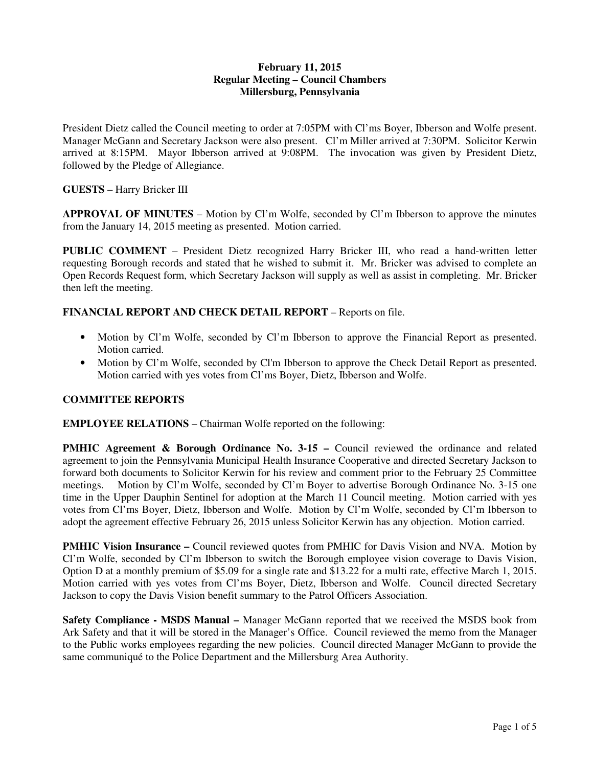**February 11, 2015**
**Regular Meeting – Council Chambers**
**Millersburg, Pennsylvania**

President Dietz called the Council meeting to order at 7:05PM with Cl'ms Boyer, Ibberson and Wolfe present. Manager McGann and Secretary Jackson were also present. Cl'm Miller arrived at 7:30PM. Solicitor Kerwin arrived at 8:15PM. Mayor Ibberson arrived at 9:08PM. The invocation was given by President Dietz, followed by the Pledge of Allegiance.

**GUESTS** – Harry Bricker III

**APPROVAL OF MINUTES** – Motion by Cl'm Wolfe, seconded by Cl'm Ibberson to approve the minutes from the January 14, 2015 meeting as presented. Motion carried.

**PUBLIC COMMENT** – President Dietz recognized Harry Bricker III, who read a hand-written letter requesting Borough records and stated that he wished to submit it. Mr. Bricker was advised to complete an Open Records Request form, which Secretary Jackson will supply as well as assist in completing. Mr. Bricker then left the meeting.

**FINANCIAL REPORT AND CHECK DETAIL REPORT** – Reports on file.

- Motion by Cl'm Wolfe, seconded by Cl'm Ibberson to approve the Financial Report as presented. Motion carried.
- Motion by Cl'm Wolfe, seconded by Cl'm Ibberson to approve the Check Detail Report as presented. Motion carried with yes votes from Cl'ms Boyer, Dietz, Ibberson and Wolfe.

**COMMITTEE REPORTS**

**EMPLOYEE RELATIONS** – Chairman Wolfe reported on the following:

**PMHIC Agreement & Borough Ordinance No. 3-15 –** Council reviewed the ordinance and related agreement to join the Pennsylvania Municipal Health Insurance Cooperative and directed Secretary Jackson to forward both documents to Solicitor Kerwin for his review and comment prior to the February 25 Committee meetings. Motion by Cl'm Wolfe, seconded by Cl'm Boyer to advertise Borough Ordinance No. 3-15 one time in the Upper Dauphin Sentinel for adoption at the March 11 Council meeting. Motion carried with yes votes from Cl'ms Boyer, Dietz, Ibberson and Wolfe. Motion by Cl'm Wolfe, seconded by Cl'm Ibberson to adopt the agreement effective February 26, 2015 unless Solicitor Kerwin has any objection. Motion carried.

**PMHIC Vision Insurance –** Council reviewed quotes from PMHIC for Davis Vision and NVA. Motion by Cl'm Wolfe, seconded by Cl'm Ibberson to switch the Borough employee vision coverage to Davis Vision, Option D at a monthly premium of $5.09 for a single rate and $13.22 for a multi rate, effective March 1, 2015. Motion carried with yes votes from Cl'ms Boyer, Dietz, Ibberson and Wolfe. Council directed Secretary Jackson to copy the Davis Vision benefit summary to the Patrol Officers Association.

**Safety Compliance - MSDS Manual –** Manager McGann reported that we received the MSDS book from Ark Safety and that it will be stored in the Manager's Office. Council reviewed the memo from the Manager to the Public works employees regarding the new policies. Council directed Manager McGann to provide the same communiqué to the Police Department and the Millersburg Area Authority.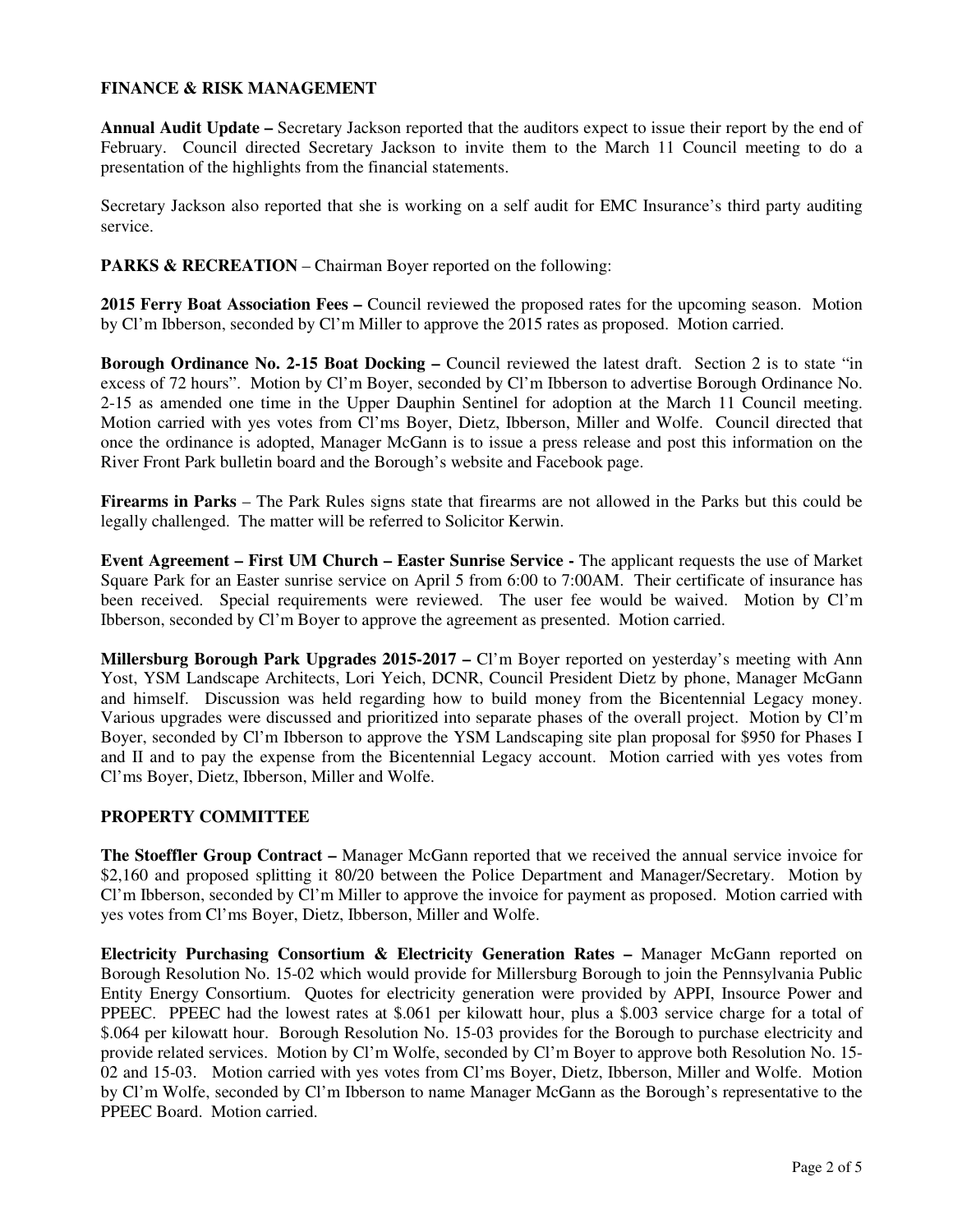## FINANCE & RISK MANAGEMENT

**Annual Audit Update –** Secretary Jackson reported that the auditors expect to issue their report by the end of February. Council directed Secretary Jackson to invite them to the March 11 Council meeting to do a presentation of the highlights from the financial statements.

Secretary Jackson also reported that she is working on a self audit for EMC Insurance's third party auditing service.

**PARKS & RECREATION** – Chairman Boyer reported on the following:

**2015 Ferry Boat Association Fees –** Council reviewed the proposed rates for the upcoming season. Motion by Cl'm Ibberson, seconded by Cl'm Miller to approve the 2015 rates as proposed. Motion carried.

**Borough Ordinance No. 2-15 Boat Docking –** Council reviewed the latest draft. Section 2 is to state "in excess of 72 hours". Motion by Cl'm Boyer, seconded by Cl'm Ibberson to advertise Borough Ordinance No. 2-15 as amended one time in the Upper Dauphin Sentinel for adoption at the March 11 Council meeting. Motion carried with yes votes from Cl'ms Boyer, Dietz, Ibberson, Miller and Wolfe. Council directed that once the ordinance is adopted, Manager McGann is to issue a press release and post this information on the River Front Park bulletin board and the Borough's website and Facebook page.

**Firearms in Parks** – The Park Rules signs state that firearms are not allowed in the Parks but this could be legally challenged. The matter will be referred to Solicitor Kerwin.

**Event Agreement – First UM Church – Easter Sunrise Service -** The applicant requests the use of Market Square Park for an Easter sunrise service on April 5 from 6:00 to 7:00AM. Their certificate of insurance has been received. Special requirements were reviewed. The user fee would be waived. Motion by Cl'm Ibberson, seconded by Cl'm Boyer to approve the agreement as presented. Motion carried.

**Millersburg Borough Park Upgrades 2015-2017 –** Cl'm Boyer reported on yesterday's meeting with Ann Yost, YSM Landscape Architects, Lori Yeich, DCNR, Council President Dietz by phone, Manager McGann and himself. Discussion was held regarding how to build money from the Bicentennial Legacy money. Various upgrades were discussed and prioritized into separate phases of the overall project. Motion by Cl'm Boyer, seconded by Cl'm Ibberson to approve the YSM Landscaping site plan proposal for $950 for Phases I and II and to pay the expense from the Bicentennial Legacy account. Motion carried with yes votes from Cl'ms Boyer, Dietz, Ibberson, Miller and Wolfe.

## PROPERTY COMMITTEE

**The Stoeffler Group Contract –** Manager McGann reported that we received the annual service invoice for $2,160 and proposed splitting it 80/20 between the Police Department and Manager/Secretary. Motion by Cl'm Ibberson, seconded by Cl'm Miller to approve the invoice for payment as proposed. Motion carried with yes votes from Cl'ms Boyer, Dietz, Ibberson, Miller and Wolfe.

**Electricity Purchasing Consortium & Electricity Generation Rates –** Manager McGann reported on Borough Resolution No. 15-02 which would provide for Millersburg Borough to join the Pennsylvania Public Entity Energy Consortium. Quotes for electricity generation were provided by APPI, Insource Power and PPEEC. PPEEC had the lowest rates at $.061 per kilowatt hour, plus a $.003 service charge for a total of $.064 per kilowatt hour. Borough Resolution No. 15-03 provides for the Borough to purchase electricity and provide related services. Motion by Cl'm Wolfe, seconded by Cl'm Boyer to approve both Resolution No. 15-02 and 15-03. Motion carried with yes votes from Cl'ms Boyer, Dietz, Ibberson, Miller and Wolfe. Motion by Cl'm Wolfe, seconded by Cl'm Ibberson to name Manager McGann as the Borough's representative to the PPEEC Board. Motion carried.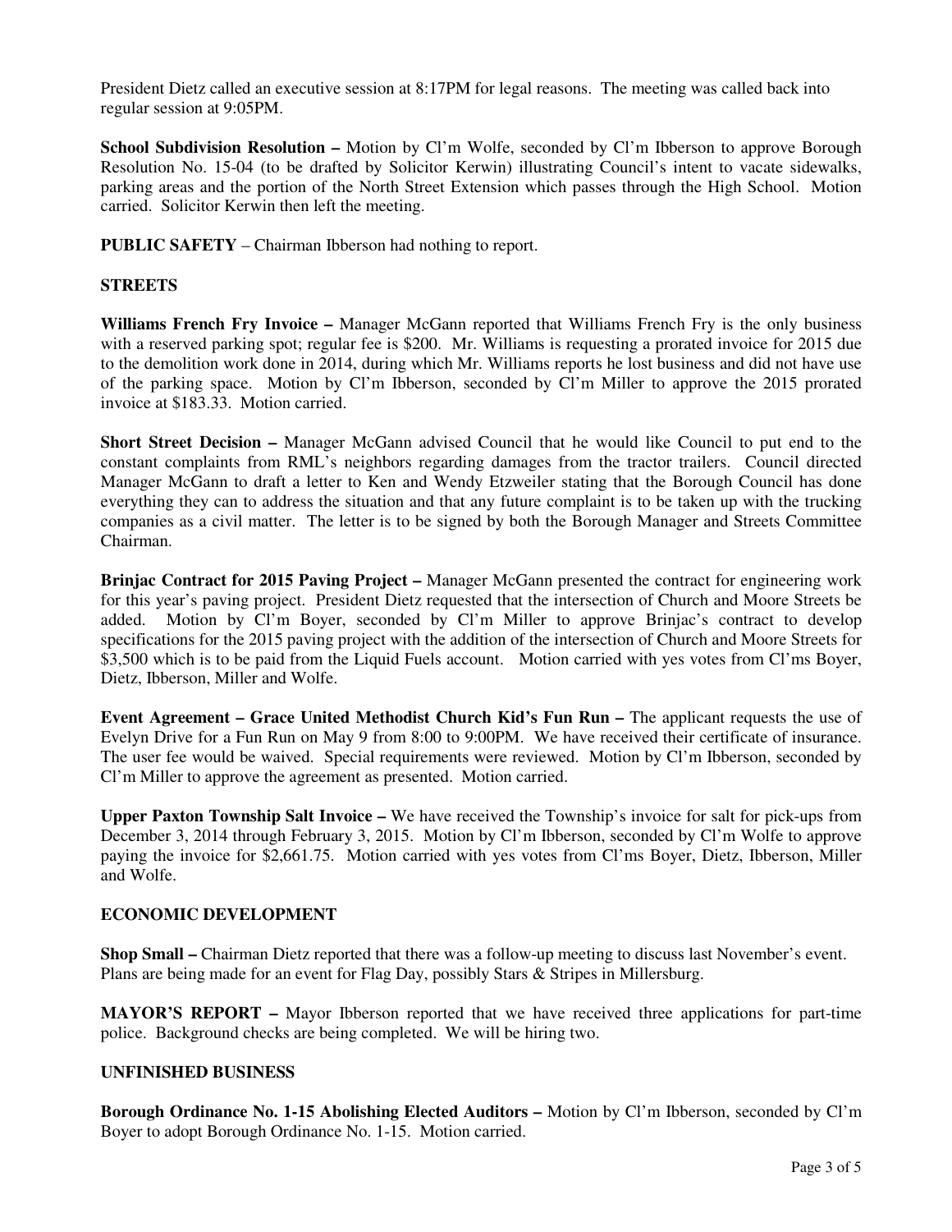President Dietz called an executive session at 8:17PM for legal reasons. The meeting was called back into regular session at 9:05PM.

**School Subdivision Resolution –** Motion by Cl'm Wolfe, seconded by Cl'm Ibberson to approve Borough Resolution No. 15-04 (to be drafted by Solicitor Kerwin) illustrating Council's intent to vacate sidewalks, parking areas and the portion of the North Street Extension which passes through the High School. Motion carried. Solicitor Kerwin then left the meeting.

**PUBLIC SAFETY** – Chairman Ibberson had nothing to report.

## STREETS

**Williams French Fry Invoice –** Manager McGann reported that Williams French Fry is the only business with a reserved parking spot; regular fee is $200. Mr. Williams is requesting a prorated invoice for 2015 due to the demolition work done in 2014, during which Mr. Williams reports he lost business and did not have use of the parking space. Motion by Cl'm Ibberson, seconded by Cl'm Miller to approve the 2015 prorated invoice at $183.33. Motion carried.

**Short Street Decision –** Manager McGann advised Council that he would like Council to put end to the constant complaints from RML's neighbors regarding damages from the tractor trailers. Council directed Manager McGann to draft a letter to Ken and Wendy Etzweiler stating that the Borough Council has done everything they can to address the situation and that any future complaint is to be taken up with the trucking companies as a civil matter. The letter is to be signed by both the Borough Manager and Streets Committee Chairman.

**Brinjac Contract for 2015 Paving Project –** Manager McGann presented the contract for engineering work for this year's paving project. President Dietz requested that the intersection of Church and Moore Streets be added. Motion by Cl'm Boyer, seconded by Cl'm Miller to approve Brinjac's contract to develop specifications for the 2015 paving project with the addition of the intersection of Church and Moore Streets for $3,500 which is to be paid from the Liquid Fuels account. Motion carried with yes votes from Cl'ms Boyer, Dietz, Ibberson, Miller and Wolfe.

**Event Agreement – Grace United Methodist Church Kid's Fun Run –** The applicant requests the use of Evelyn Drive for a Fun Run on May 9 from 8:00 to 9:00PM. We have received their certificate of insurance. The user fee would be waived. Special requirements were reviewed. Motion by Cl'm Ibberson, seconded by Cl'm Miller to approve the agreement as presented. Motion carried.

**Upper Paxton Township Salt Invoice –** We have received the Township's invoice for salt for pick-ups from December 3, 2014 through February 3, 2015. Motion by Cl'm Ibberson, seconded by Cl'm Wolfe to approve paying the invoice for $2,661.75. Motion carried with yes votes from Cl'ms Boyer, Dietz, Ibberson, Miller and Wolfe.

## ECONOMIC DEVELOPMENT

**Shop Small –** Chairman Dietz reported that there was a follow-up meeting to discuss last November's event. Plans are being made for an event for Flag Day, possibly Stars & Stripes in Millersburg.

**MAYOR'S REPORT –** Mayor Ibberson reported that we have received three applications for part-time police. Background checks are being completed. We will be hiring two.

## UNFINISHED BUSINESS

**Borough Ordinance No. 1-15 Abolishing Elected Auditors –** Motion by Cl'm Ibberson, seconded by Cl'm Boyer to adopt Borough Ordinance No. 1-15. Motion carried.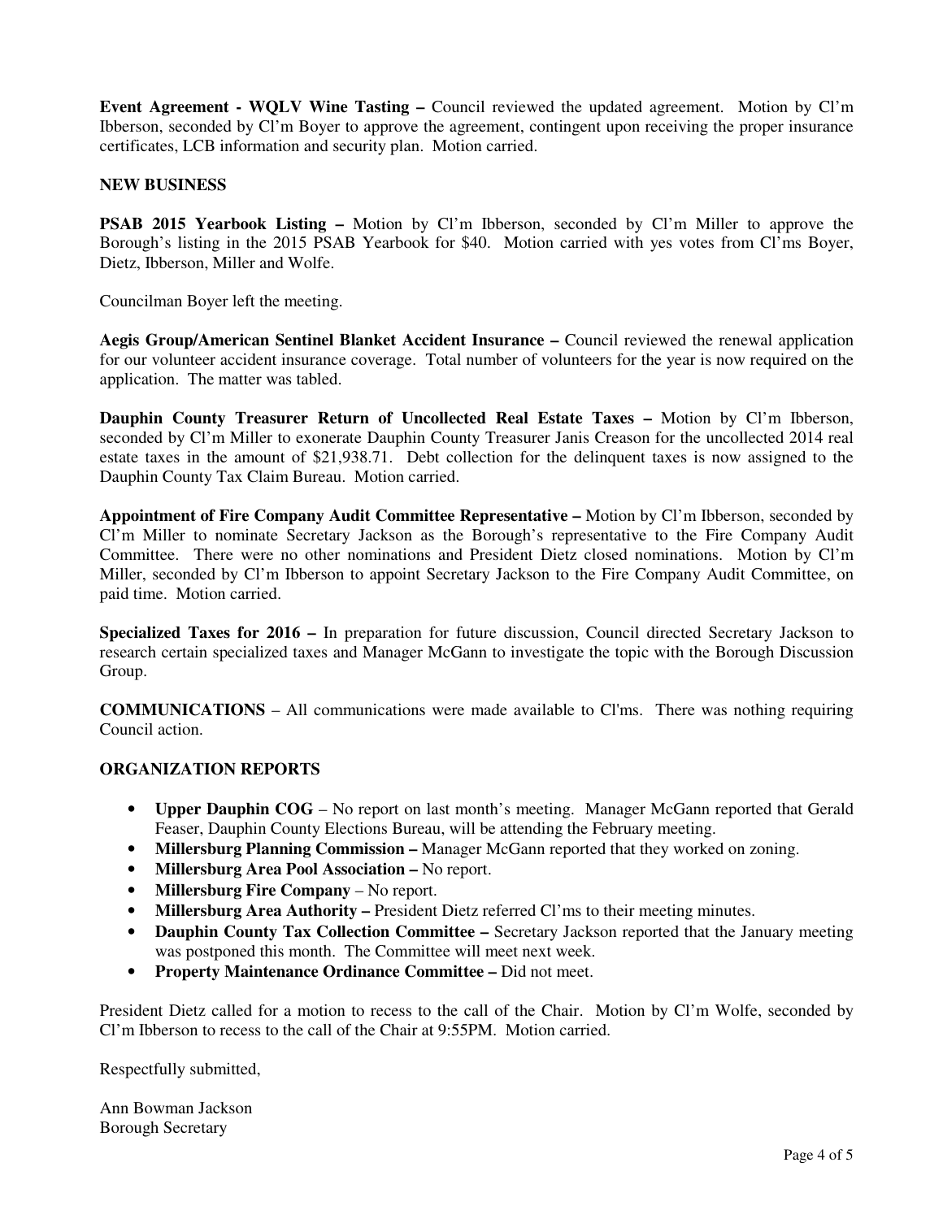**Event Agreement - WQLV Wine Tasting –** Council reviewed the updated agreement. Motion by Cl'm Ibberson, seconded by Cl'm Boyer to approve the agreement, contingent upon receiving the proper insurance certificates, LCB information and security plan. Motion carried.

**NEW BUSINESS**

**PSAB 2015 Yearbook Listing –** Motion by Cl'm Ibberson, seconded by Cl'm Miller to approve the Borough's listing in the 2015 PSAB Yearbook for $40. Motion carried with yes votes from Cl'ms Boyer, Dietz, Ibberson, Miller and Wolfe.

Councilman Boyer left the meeting.

**Aegis Group/American Sentinel Blanket Accident Insurance –** Council reviewed the renewal application for our volunteer accident insurance coverage. Total number of volunteers for the year is now required on the application. The matter was tabled.

**Dauphin County Treasurer Return of Uncollected Real Estate Taxes –** Motion by Cl'm Ibberson, seconded by Cl'm Miller to exonerate Dauphin County Treasurer Janis Creason for the uncollected 2014 real estate taxes in the amount of $21,938.71. Debt collection for the delinquent taxes is now assigned to the Dauphin County Tax Claim Bureau. Motion carried.

**Appointment of Fire Company Audit Committee Representative –** Motion by Cl'm Ibberson, seconded by Cl'm Miller to nominate Secretary Jackson as the Borough's representative to the Fire Company Audit Committee. There were no other nominations and President Dietz closed nominations. Motion by Cl'm Miller, seconded by Cl'm Ibberson to appoint Secretary Jackson to the Fire Company Audit Committee, on paid time. Motion carried.

**Specialized Taxes for 2016 –** In preparation for future discussion, Council directed Secretary Jackson to research certain specialized taxes and Manager McGann to investigate the topic with the Borough Discussion Group.

**COMMUNICATIONS** – All communications were made available to Cl'ms. There was nothing requiring Council action.

**ORGANIZATION REPORTS**

- **Upper Dauphin COG** – No report on last month's meeting. Manager McGann reported that Gerald Feaser, Dauphin County Elections Bureau, will be attending the February meeting.
- **Millersburg Planning Commission –** Manager McGann reported that they worked on zoning.
- **Millersburg Area Pool Association –** No report.
- **Millersburg Fire Company** – No report.
- **Millersburg Area Authority –** President Dietz referred Cl'ms to their meeting minutes.
- **Dauphin County Tax Collection Committee –** Secretary Jackson reported that the January meeting was postponed this month. The Committee will meet next week.
- **Property Maintenance Ordinance Committee –** Did not meet.

President Dietz called for a motion to recess to the call of the Chair. Motion by Cl'm Wolfe, seconded by Cl'm Ibberson to recess to the call of the Chair at 9:55PM. Motion carried.

Respectfully submitted,

Ann Bowman Jackson
Borough Secretary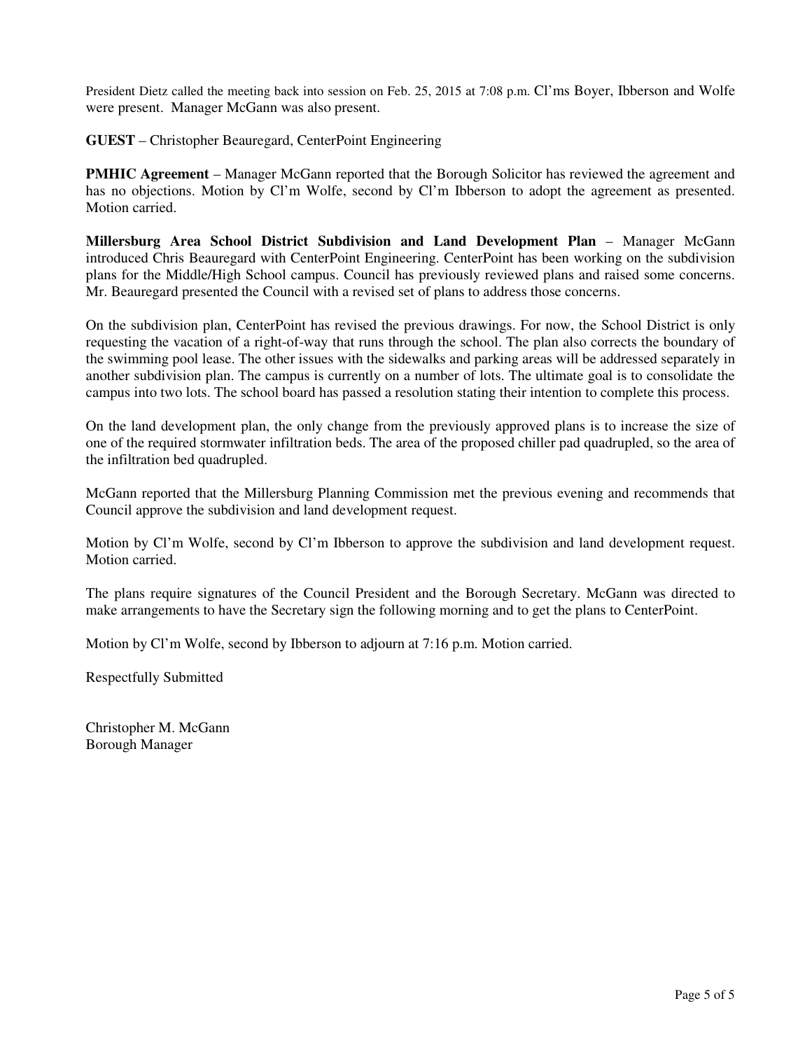President Dietz called the meeting back into session on Feb. 25, 2015 at 7:08 p.m. Cl'ms Boyer, Ibberson and Wolfe were present. Manager McGann was also present.

**GUEST** – Christopher Beauregard, CenterPoint Engineering

**PMHIC Agreement** – Manager McGann reported that the Borough Solicitor has reviewed the agreement and has no objections. Motion by Cl'm Wolfe, second by Cl'm Ibberson to adopt the agreement as presented. Motion carried.

**Millersburg Area School District Subdivision and Land Development Plan** – Manager McGann introduced Chris Beauregard with CenterPoint Engineering. CenterPoint has been working on the subdivision plans for the Middle/High School campus. Council has previously reviewed plans and raised some concerns. Mr. Beauregard presented the Council with a revised set of plans to address those concerns.

On the subdivision plan, CenterPoint has revised the previous drawings. For now, the School District is only requesting the vacation of a right-of-way that runs through the school. The plan also corrects the boundary of the swimming pool lease. The other issues with the sidewalks and parking areas will be addressed separately in another subdivision plan. The campus is currently on a number of lots. The ultimate goal is to consolidate the campus into two lots. The school board has passed a resolution stating their intention to complete this process.

On the land development plan, the only change from the previously approved plans is to increase the size of one of the required stormwater infiltration beds. The area of the proposed chiller pad quadrupled, so the area of the infiltration bed quadrupled.

McGann reported that the Millersburg Planning Commission met the previous evening and recommends that Council approve the subdivision and land development request.

Motion by Cl'm Wolfe, second by Cl'm Ibberson to approve the subdivision and land development request. Motion carried.

The plans require signatures of the Council President and the Borough Secretary. McGann was directed to make arrangements to have the Secretary sign the following morning and to get the plans to CenterPoint.

Motion by Cl'm Wolfe, second by Ibberson to adjourn at 7:16 p.m. Motion carried.

Respectfully Submitted

Christopher M. McGann
Borough Manager